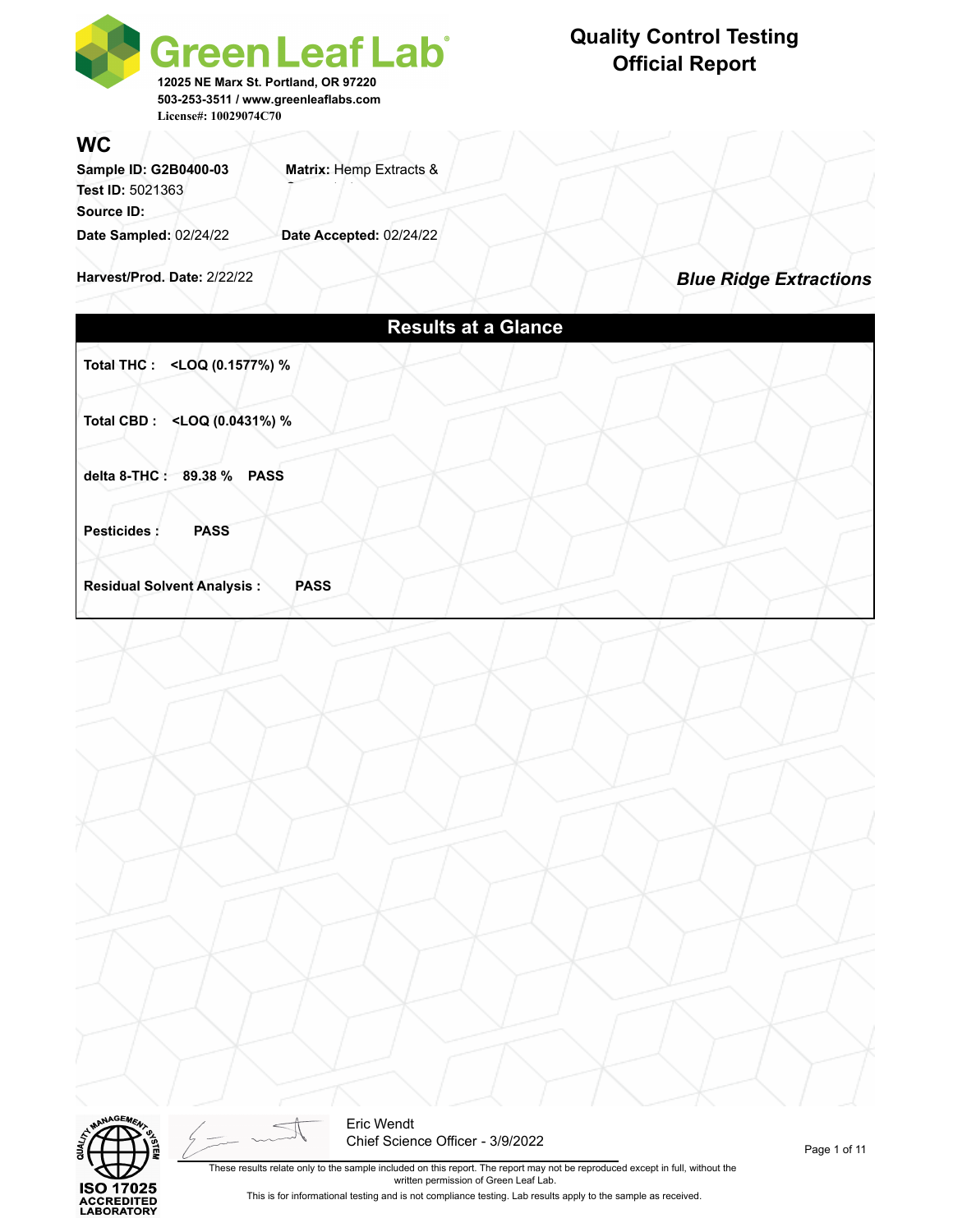**Green Leaf Lab**
12025 NE Marx St. Portland, OR 97220
503-253-3511 / www.greenleaflabs.com
License#: 10029074C70

# Quality Control Testing Official Report

## WC

**Sample ID: G2B0400-03** **Matrix:** Hemp Extracts &
**Test ID:** 5021363
**Source ID:**
**Date Sampled:** 02/24/22 **Date Accepted:** 02/24/22

**Harvest/Prod. Date:** 2/22/22

***Blue Ridge Extractions***

## Results at a Glance

**Total THC : <LOQ (0.1577%) %**

**Total CBD : <LOQ (0.0431%) %**

**delta 8-THC : 89.38 % PASS**

**Pesticides : PASS**

**Residual Solvent Analysis : PASS**

ISO 17025 ACCREDITED LABORATORY

Eric Wendt
Chief Science Officer - 3/9/2022

These results relate only to the sample included on this report. The report may not be reproduced except in full, without the written permission of Green Leaf Lab.

This is for informational testing and is not compliance testing. Lab results apply to the sample as received.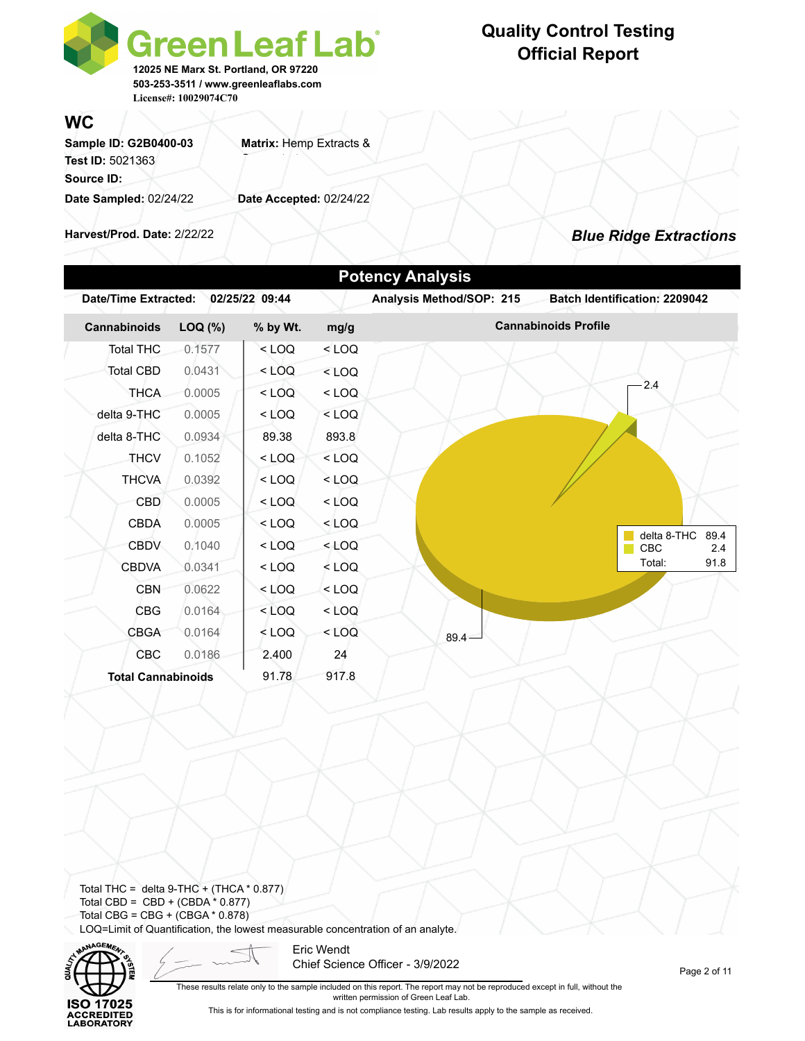# Green Leaf Lab

12025 NE Marx St. Portland, OR 97220
503-253-3511 / www.greenleaflabs.com
License#: 10029074C70

## Quality Control Testing Official Report

## WC

**Sample ID:** G2B0400-03
**Matrix:** Hemp Extracts &
**Test ID:** 5021363
**Source ID:**
**Date Sampled:** 02/24/22
**Date Accepted:** 02/24/22

**Harvest/Prod. Date:** 2/22/22

***Blue Ridge Extractions***

## Potency Analysis

**Date/Time Extracted:** 02/25/22 09:44
**Analysis Method/SOP:** 215
**Batch Identification:** 2209042

| Cannabinoids | LOQ (%) | % by Wt. | mg/g |
|---|---|---|---|
| Total THC | 0.1577 | < LOQ | < LOQ |
| Total CBD | 0.0431 | < LOQ | < LOQ |
| THCA | 0.0005 | < LOQ | < LOQ |
| delta 9-THC | 0.0005 | < LOQ | < LOQ |
| delta 8-THC | 0.0934 | 89.38 | 893.8 |
| THCV | 0.1052 | < LOQ | < LOQ |
| THCVA | 0.0392 | < LOQ | < LOQ |
| CBD | 0.0005 | < LOQ | < LOQ |
| CBDA | 0.0005 | < LOQ | < LOQ |
| CBDV | 0.1040 | < LOQ | < LOQ |
| CBDVA | 0.0341 | < LOQ | < LOQ |
| CBN | 0.0622 | < LOQ | < LOQ |
| CBG | 0.0164 | < LOQ | < LOQ |
| CBGA | 0.0164 | < LOQ | < LOQ |
| CBC | 0.0186 | 2.400 | 24 |
| **Total Cannabinoids** | | 91.78 | 917.8 |

**Cannabinoids Profile**

| | |
|---|---|
| delta 8-THC | 89.4 |
| CBC | 2.4 |
| Total: | 91.8 |

Total THC = delta 9-THC + (THCA * 0.877)
Total CBD = CBD + (CBDA * 0.877)
Total CBG = CBG + (CBGA * 0.878)
LOQ=Limit of Quantification, the lowest measurable concentration of an analyte.

Eric Wendt
Chief Science Officer - 3/9/2022

ISO 17025 ACCREDITED LABORATORY

These results relate only to the sample included on this report. The report may not be reproduced except in full, without the written permission of Green Leaf Lab.

This is for informational testing and is not compliance testing. Lab results apply to the sample as received.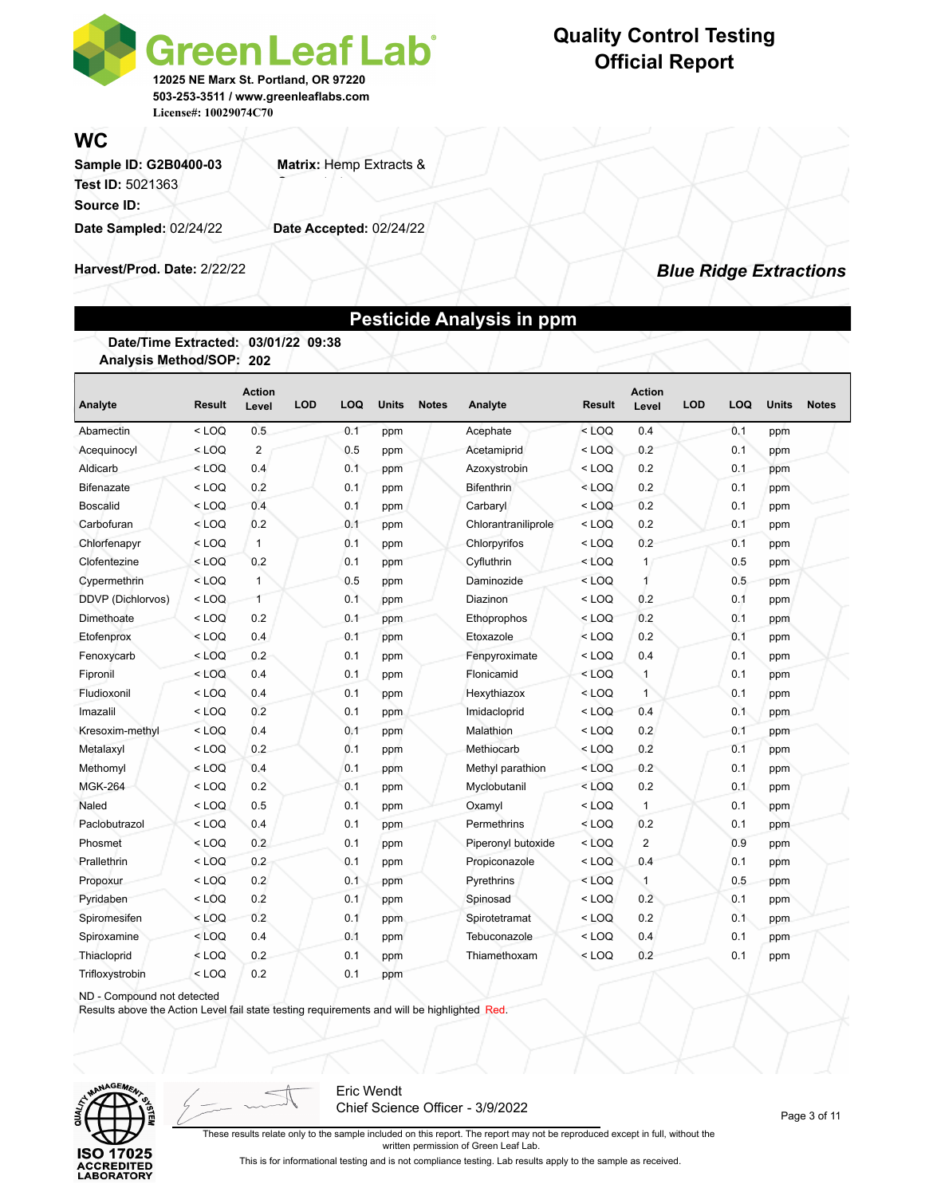**Green Leaf Lab**
12025 NE Marx St. Portland, OR 97220
503-253-3511 / www.greenleaflabs.com
License#: 10029074C70

# Quality Control Testing Official Report

## WC

**Sample ID:** G2B0400-03
**Matrix:** Hemp Extracts &
**Test ID:** 5021363
**Source ID:**
**Date Sampled:** 02/24/22
**Date Accepted:** 02/24/22
**Harvest/Prod. Date:** 2/22/22

***Blue Ridge Extractions***

## Pesticide Analysis in ppm

**Date/Time Extracted:** 03/01/22 09:38
**Analysis Method/SOP:** 202

| Analyte | Result | Action Level | LOD | LOQ | Units | Notes | Analyte | Result | Action Level | LOD | LOQ | Units | Notes |
|---|---|---|---|---|---|---|---|---|---|---|---|---|---|
| Abamectin | < LOQ | 0.5 | | 0.1 | ppm | | Acephate | < LOQ | 0.4 | | 0.1 | ppm | |
| Acequinocyl | < LOQ | 2 | | 0.5 | ppm | | Acetamiprid | < LOQ | 0.2 | | 0.1 | ppm | |
| Aldicarb | < LOQ | 0.4 | | 0.1 | ppm | | Azoxystrobin | < LOQ | 0.2 | | 0.1 | ppm | |
| Bifenazate | < LOQ | 0.2 | | 0.1 | ppm | | Bifenthrin | < LOQ | 0.2 | | 0.1 | ppm | |
| Boscalid | < LOQ | 0.4 | | 0.1 | ppm | | Carbaryl | < LOQ | 0.2 | | 0.1 | ppm | |
| Carbofuran | < LOQ | 0.2 | | 0.1 | ppm | | Chlorantraniliprole | < LOQ | 0.2 | | 0.1 | ppm | |
| Chlorfenapyr | < LOQ | 1 | | 0.1 | ppm | | Chlorpyrifos | < LOQ | 0.2 | | 0.1 | ppm | |
| Clofentezine | < LOQ | 0.2 | | 0.1 | ppm | | Cyfluthrin | < LOQ | 1 | | 0.5 | ppm | |
| Cypermethrin | < LOQ | 1 | | 0.5 | ppm | | Daminozide | < LOQ | 1 | | 0.5 | ppm | |
| DDVP (Dichlorvos) | < LOQ | 1 | | 0.1 | ppm | | Diazinon | < LOQ | 0.2 | | 0.1 | ppm | |
| Dimethoate | < LOQ | 0.2 | | 0.1 | ppm | | Ethoprophos | < LOQ | 0.2 | | 0.1 | ppm | |
| Etofenprox | < LOQ | 0.4 | | 0.1 | ppm | | Etoxazole | < LOQ | 0.2 | | 0.1 | ppm | |
| Fenoxycarb | < LOQ | 0.2 | | 0.1 | ppm | | Fenpyroximate | < LOQ | 0.4 | | 0.1 | ppm | |
| Fipronil | < LOQ | 0.4 | | 0.1 | ppm | | Flonicamid | < LOQ | 1 | | 0.1 | ppm | |
| Fludioxonil | < LOQ | 0.4 | | 0.1 | ppm | | Hexythiazox | < LOQ | 1 | | 0.1 | ppm | |
| Imazalil | < LOQ | 0.2 | | 0.1 | ppm | | Imidacloprid | < LOQ | 0.4 | | 0.1 | ppm | |
| Kresoxim-methyl | < LOQ | 0.4 | | 0.1 | ppm | | Malathion | < LOQ | 0.2 | | 0.1 | ppm | |
| Metalaxyl | < LOQ | 0.2 | | 0.1 | ppm | | Methiocarb | < LOQ | 0.2 | | 0.1 | ppm | |
| Methomyl | < LOQ | 0.4 | | 0.1 | ppm | | Methyl parathion | < LOQ | 0.2 | | 0.1 | ppm | |
| MGK-264 | < LOQ | 0.2 | | 0.1 | ppm | | Myclobutanil | < LOQ | 0.2 | | 0.1 | ppm | |
| Naled | < LOQ | 0.5 | | 0.1 | ppm | | Oxamyl | < LOQ | 1 | | 0.1 | ppm | |
| Paclobutrazol | < LOQ | 0.4 | | 0.1 | ppm | | Permethrins | < LOQ | 0.2 | | 0.1 | ppm | |
| Phosmet | < LOQ | 0.2 | | 0.1 | ppm | | Piperonyl butoxide | < LOQ | 2 | | 0.9 | ppm | |
| Prallethrin | < LOQ | 0.2 | | 0.1 | ppm | | Propiconazole | < LOQ | 0.4 | | 0.1 | ppm | |
| Propoxur | < LOQ | 0.2 | | 0.1 | ppm | | Pyrethrins | < LOQ | 1 | | 0.5 | ppm | |
| Pyridaben | < LOQ | 0.2 | | 0.1 | ppm | | Spinosad | < LOQ | 0.2 | | 0.1 | ppm | |
| Spiromesifen | < LOQ | 0.2 | | 0.1 | ppm | | Spirotetramat | < LOQ | 0.2 | | 0.1 | ppm | |
| Spiroxamine | < LOQ | 0.4 | | 0.1 | ppm | | Tebuconazole | < LOQ | 0.4 | | 0.1 | ppm | |
| Thiacloprid | < LOQ | 0.2 | | 0.1 | ppm | | Thiamethoxam | < LOQ | 0.2 | | 0.1 | ppm | |
| Trifloxystrobin | < LOQ | 0.2 | | 0.1 | ppm | | | | | | | | |

ND - Compound not detected
Results above the Action Level fail state testing requirements and will be highlighted Red.

ISO 17025 ACCREDITED LABORATORY

Eric Wendt
Chief Science Officer - 3/9/2022

These results relate only to the sample included on this report. The report may not be reproduced except in full, without the written permission of Green Leaf Lab.
This is for informational testing and is not compliance testing. Lab results apply to the sample as received.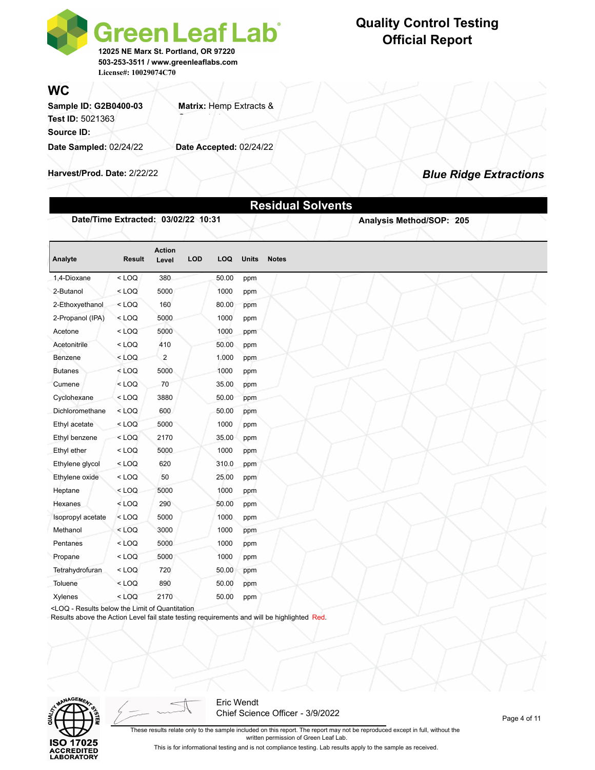# Green Leaf Lab

12025 NE Marx St. Portland, OR 97220
503-253-3511 / www.greenleaflabs.com
License#: 10029074C70

**Quality Control Testing Official Report**

## WC

**Sample ID:** G2B0400-03
**Matrix:** Hemp Extracts &
**Test ID:** 5021363
**Source ID:**
**Date Sampled:** 02/24/22
**Date Accepted:** 02/24/22

**Harvest/Prod. Date:** 2/22/22

***Blue Ridge Extractions***

## Residual Solvents

**Date/Time Extracted:** 03/02/22 10:31
**Analysis Method/SOP:** 205

| Analyte | Result | Action Level | LOD | LOQ | Units | Notes |
|---|---|---|---|---|---|---|
| 1,4-Dioxane | < LOQ | 380 | | 50.00 | ppm | |
| 2-Butanol | < LOQ | 5000 | | 1000 | ppm | |
| 2-Ethoxyethanol | < LOQ | 160 | | 80.00 | ppm | |
| 2-Propanol (IPA) | < LOQ | 5000 | | 1000 | ppm | |
| Acetone | < LOQ | 5000 | | 1000 | ppm | |
| Acetonitrile | < LOQ | 410 | | 50.00 | ppm | |
| Benzene | < LOQ | 2 | | 1.000 | ppm | |
| Butanes | < LOQ | 5000 | | 1000 | ppm | |
| Cumene | < LOQ | 70 | | 35.00 | ppm | |
| Cyclohexane | < LOQ | 3880 | | 50.00 | ppm | |
| Dichloromethane | < LOQ | 600 | | 50.00 | ppm | |
| Ethyl acetate | < LOQ | 5000 | | 1000 | ppm | |
| Ethyl benzene | < LOQ | 2170 | | 35.00 | ppm | |
| Ethyl ether | < LOQ | 5000 | | 1000 | ppm | |
| Ethylene glycol | < LOQ | 620 | | 310.0 | ppm | |
| Ethylene oxide | < LOQ | 50 | | 25.00 | ppm | |
| Heptane | < LOQ | 5000 | | 1000 | ppm | |
| Hexanes | < LOQ | 290 | | 50.00 | ppm | |
| Isopropyl acetate | < LOQ | 5000 | | 1000 | ppm | |
| Methanol | < LOQ | 3000 | | 1000 | ppm | |
| Pentanes | < LOQ | 5000 | | 1000 | ppm | |
| Propane | < LOQ | 5000 | | 1000 | ppm | |
| Tetrahydrofuran | < LOQ | 720 | | 50.00 | ppm | |
| Toluene | < LOQ | 890 | | 50.00 | ppm | |
| Xylenes | < LOQ | 2170 | | 50.00 | ppm | |

<LOQ - Results below the Limit of Quantitation
Results above the Action Level fail state testing requirements and will be highlighted Red.

ISO 17025 ACCREDITED LABORATORY

Eric Wendt
Chief Science Officer - 3/9/2022

These results relate only to the sample included on this report. The report may not be reproduced except in full, without the written permission of Green Leaf Lab.

This is for informational testing and is not compliance testing. Lab results apply to the sample as received.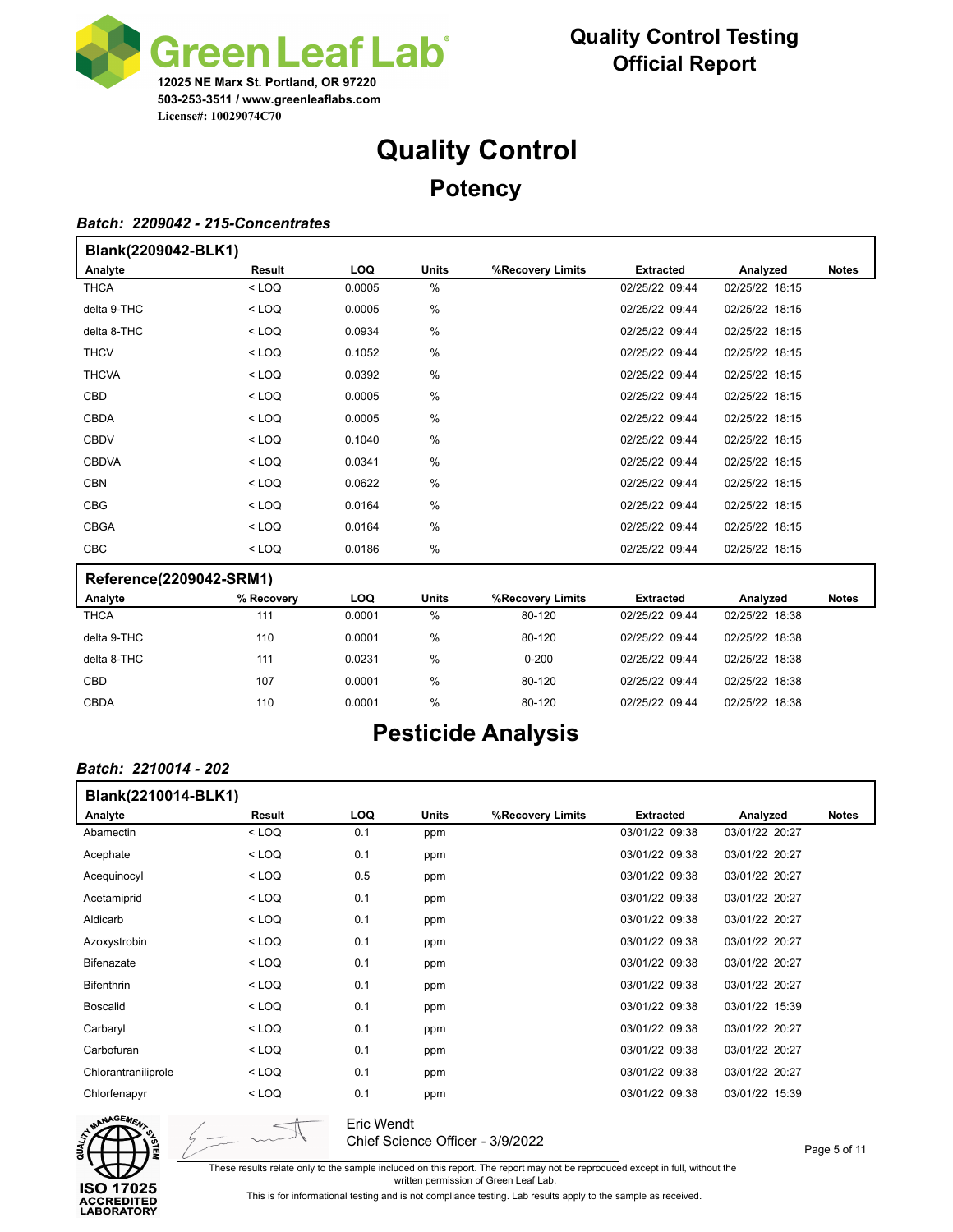**Green Leaf Lab**
12025 NE Marx St. Portland, OR 97220
503-253-3511 / www.greenleaflabs.com
License#: 10029074C70

**Quality Control Testing**
**Official Report**

# Quality Control

## Potency

***Batch: 2209042 - 215-Concentrates***

**Blank(2209042-BLK1)**

| Analyte | Result | LOQ | Units | %Recovery Limits | Extracted | Analyzed | Notes |
|---|---|---|---|---|---|---|---|
| THCA | < LOQ | 0.0005 | % | | 02/25/22 09:44 | 02/25/22 18:15 | |
| delta 9-THC | < LOQ | 0.0005 | % | | 02/25/22 09:44 | 02/25/22 18:15 | |
| delta 8-THC | < LOQ | 0.0934 | % | | 02/25/22 09:44 | 02/25/22 18:15 | |
| THCV | < LOQ | 0.1052 | % | | 02/25/22 09:44 | 02/25/22 18:15 | |
| THCVA | < LOQ | 0.0392 | % | | 02/25/22 09:44 | 02/25/22 18:15 | |
| CBD | < LOQ | 0.0005 | % | | 02/25/22 09:44 | 02/25/22 18:15 | |
| CBDA | < LOQ | 0.0005 | % | | 02/25/22 09:44 | 02/25/22 18:15 | |
| CBDV | < LOQ | 0.1040 | % | | 02/25/22 09:44 | 02/25/22 18:15 | |
| CBDVA | < LOQ | 0.0341 | % | | 02/25/22 09:44 | 02/25/22 18:15 | |
| CBN | < LOQ | 0.0622 | % | | 02/25/22 09:44 | 02/25/22 18:15 | |
| CBG | < LOQ | 0.0164 | % | | 02/25/22 09:44 | 02/25/22 18:15 | |
| CBGA | < LOQ | 0.0164 | % | | 02/25/22 09:44 | 02/25/22 18:15 | |
| CBC | < LOQ | 0.0186 | % | | 02/25/22 09:44 | 02/25/22 18:15 | |

**Reference(2209042-SRM1)**

| Analyte | % Recovery | LOQ | Units | %Recovery Limits | Extracted | Analyzed | Notes |
|---|---|---|---|---|---|---|---|
| THCA | 111 | 0.0001 | % | 80-120 | 02/25/22 09:44 | 02/25/22 18:38 | |
| delta 9-THC | 110 | 0.0001 | % | 80-120 | 02/25/22 09:44 | 02/25/22 18:38 | |
| delta 8-THC | 111 | 0.0231 | % | 0-200 | 02/25/22 09:44 | 02/25/22 18:38 | |
| CBD | 107 | 0.0001 | % | 80-120 | 02/25/22 09:44 | 02/25/22 18:38 | |
| CBDA | 110 | 0.0001 | % | 80-120 | 02/25/22 09:44 | 02/25/22 18:38 | |

## Pesticide Analysis

***Batch: 2210014 - 202***

**Blank(2210014-BLK1)**

| Analyte | Result | LOQ | Units | %Recovery Limits | Extracted | Analyzed | Notes |
|---|---|---|---|---|---|---|---|
| Abamectin | < LOQ | 0.1 | ppm | | 03/01/22 09:38 | 03/01/22 20:27 | |
| Acephate | < LOQ | 0.1 | ppm | | 03/01/22 09:38 | 03/01/22 20:27 | |
| Acequinocyl | < LOQ | 0.5 | ppm | | 03/01/22 09:38 | 03/01/22 20:27 | |
| Acetamiprid | < LOQ | 0.1 | ppm | | 03/01/22 09:38 | 03/01/22 20:27 | |
| Aldicarb | < LOQ | 0.1 | ppm | | 03/01/22 09:38 | 03/01/22 20:27 | |
| Azoxystrobin | < LOQ | 0.1 | ppm | | 03/01/22 09:38 | 03/01/22 20:27 | |
| Bifenazate | < LOQ | 0.1 | ppm | | 03/01/22 09:38 | 03/01/22 20:27 | |
| Bifenthrin | < LOQ | 0.1 | ppm | | 03/01/22 09:38 | 03/01/22 20:27 | |
| Boscalid | < LOQ | 0.1 | ppm | | 03/01/22 09:38 | 03/01/22 15:39 | |
| Carbaryl | < LOQ | 0.1 | ppm | | 03/01/22 09:38 | 03/01/22 20:27 | |
| Carbofuran | < LOQ | 0.1 | ppm | | 03/01/22 09:38 | 03/01/22 20:27 | |
| Chlorantraniliprole | < LOQ | 0.1 | ppm | | 03/01/22 09:38 | 03/01/22 20:27 | |
| Chlorfenapyr | < LOQ | 0.1 | ppm | | 03/01/22 09:38 | 03/01/22 15:39 | |

Eric Wendt
Chief Science Officer - 3/9/2022

ISO 17025 ACCREDITED LABORATORY

These results relate only to the sample included on this report. The report may not be reproduced except in full, without the written permission of Green Leaf Lab.

This is for informational testing and is not compliance testing. Lab results apply to the sample as received.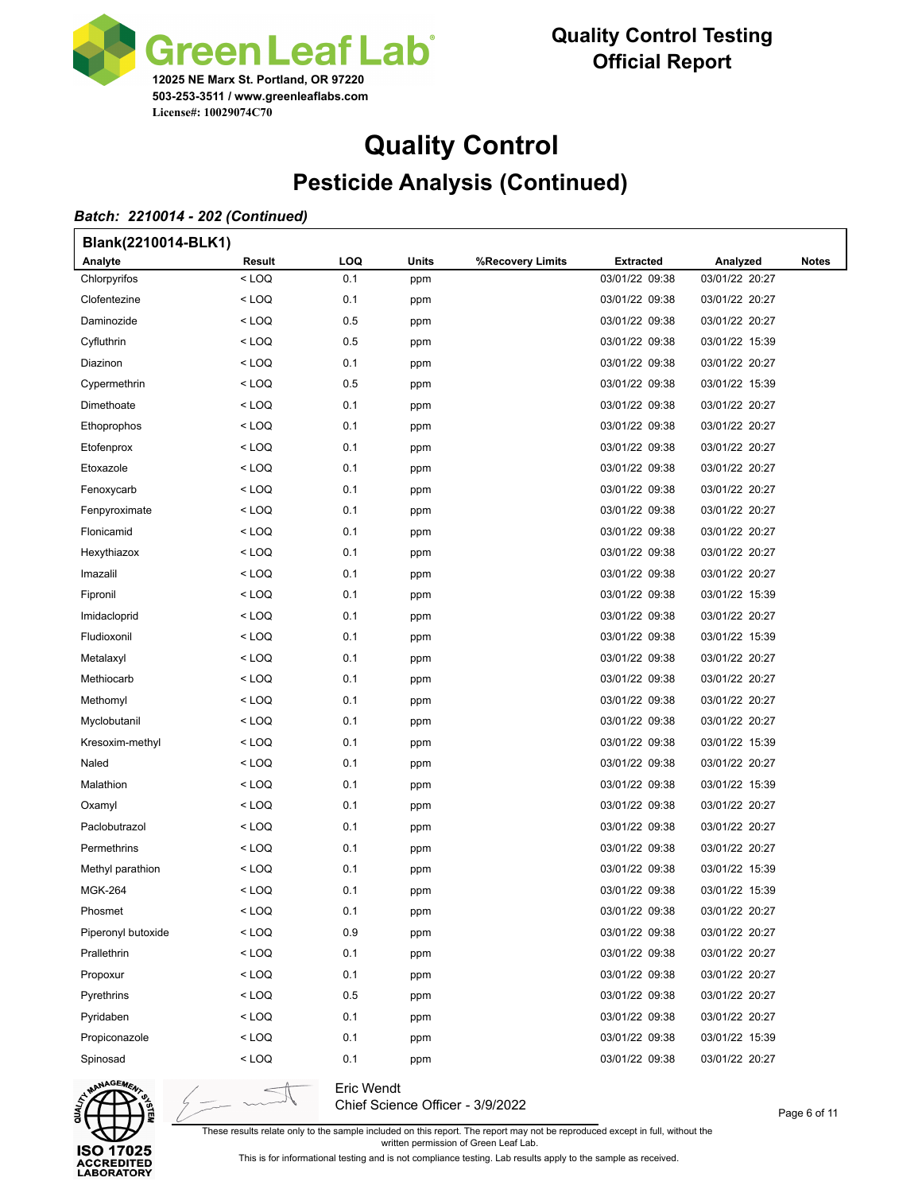**Green Leaf Lab**
12025 NE Marx St. Portland, OR 97220
503-253-3511 / www.greenleaflabs.com
License#: 10029074C70

**Quality Control Testing**
**Official Report**

# Quality Control

## Pesticide Analysis (Continued)

***Batch: 2210014 - 202 (Continued)***

**Blank(2210014-BLK1)**

| Analyte | Result | LOQ | Units | %Recovery Limits | Extracted | Analyzed | Notes |
|---|---|---|---|---|---|---|---|
| Chlorpyrifos | < LOQ | 0.1 | ppm | | 03/01/22 09:38 | 03/01/22 20:27 | |
| Clofentezine | < LOQ | 0.1 | ppm | | 03/01/22 09:38 | 03/01/22 20:27 | |
| Daminozide | < LOQ | 0.5 | ppm | | 03/01/22 09:38 | 03/01/22 20:27 | |
| Cyfluthrin | < LOQ | 0.5 | ppm | | 03/01/22 09:38 | 03/01/22 15:39 | |
| Diazinon | < LOQ | 0.1 | ppm | | 03/01/22 09:38 | 03/01/22 20:27 | |
| Cypermethrin | < LOQ | 0.5 | ppm | | 03/01/22 09:38 | 03/01/22 15:39 | |
| Dimethoate | < LOQ | 0.1 | ppm | | 03/01/22 09:38 | 03/01/22 20:27 | |
| Ethoprophos | < LOQ | 0.1 | ppm | | 03/01/22 09:38 | 03/01/22 20:27 | |
| Etofenprox | < LOQ | 0.1 | ppm | | 03/01/22 09:38 | 03/01/22 20:27 | |
| Etoxazole | < LOQ | 0.1 | ppm | | 03/01/22 09:38 | 03/01/22 20:27 | |
| Fenoxycarb | < LOQ | 0.1 | ppm | | 03/01/22 09:38 | 03/01/22 20:27 | |
| Fenpyroximate | < LOQ | 0.1 | ppm | | 03/01/22 09:38 | 03/01/22 20:27 | |
| Flonicamid | < LOQ | 0.1 | ppm | | 03/01/22 09:38 | 03/01/22 20:27 | |
| Hexythiazox | < LOQ | 0.1 | ppm | | 03/01/22 09:38 | 03/01/22 20:27 | |
| Imazalil | < LOQ | 0.1 | ppm | | 03/01/22 09:38 | 03/01/22 20:27 | |
| Fipronil | < LOQ | 0.1 | ppm | | 03/01/22 09:38 | 03/01/22 15:39 | |
| Imidacloprid | < LOQ | 0.1 | ppm | | 03/01/22 09:38 | 03/01/22 20:27 | |
| Fludioxonil | < LOQ | 0.1 | ppm | | 03/01/22 09:38 | 03/01/22 15:39 | |
| Metalaxyl | < LOQ | 0.1 | ppm | | 03/01/22 09:38 | 03/01/22 20:27 | |
| Methiocarb | < LOQ | 0.1 | ppm | | 03/01/22 09:38 | 03/01/22 20:27 | |
| Methomyl | < LOQ | 0.1 | ppm | | 03/01/22 09:38 | 03/01/22 20:27 | |
| Myclobutanil | < LOQ | 0.1 | ppm | | 03/01/22 09:38 | 03/01/22 20:27 | |
| Kresoxim-methyl | < LOQ | 0.1 | ppm | | 03/01/22 09:38 | 03/01/22 15:39 | |
| Naled | < LOQ | 0.1 | ppm | | 03/01/22 09:38 | 03/01/22 20:27 | |
| Malathion | < LOQ | 0.1 | ppm | | 03/01/22 09:38 | 03/01/22 15:39 | |
| Oxamyl | < LOQ | 0.1 | ppm | | 03/01/22 09:38 | 03/01/22 20:27 | |
| Paclobutrazol | < LOQ | 0.1 | ppm | | 03/01/22 09:38 | 03/01/22 20:27 | |
| Permethrins | < LOQ | 0.1 | ppm | | 03/01/22 09:38 | 03/01/22 20:27 | |
| Methyl parathion | < LOQ | 0.1 | ppm | | 03/01/22 09:38 | 03/01/22 15:39 | |
| MGK-264 | < LOQ | 0.1 | ppm | | 03/01/22 09:38 | 03/01/22 15:39 | |
| Phosmet | < LOQ | 0.1 | ppm | | 03/01/22 09:38 | 03/01/22 20:27 | |
| Piperonyl butoxide | < LOQ | 0.9 | ppm | | 03/01/22 09:38 | 03/01/22 20:27 | |
| Prallethrin | < LOQ | 0.1 | ppm | | 03/01/22 09:38 | 03/01/22 20:27 | |
| Propoxur | < LOQ | 0.1 | ppm | | 03/01/22 09:38 | 03/01/22 20:27 | |
| Pyrethrins | < LOQ | 0.5 | ppm | | 03/01/22 09:38 | 03/01/22 20:27 | |
| Pyridaben | < LOQ | 0.1 | ppm | | 03/01/22 09:38 | 03/01/22 20:27 | |
| Propiconazole | < LOQ | 0.1 | ppm | | 03/01/22 09:38 | 03/01/22 15:39 | |
| Spinosad | < LOQ | 0.1 | ppm | | 03/01/22 09:38 | 03/01/22 20:27 | |

Eric Wendt
Chief Science Officer - 3/9/2022

These results relate only to the sample included on this report. The report may not be reproduced except in full, without the written permission of Green Leaf Lab.

This is for informational testing and is not compliance testing. Lab results apply to the sample as received.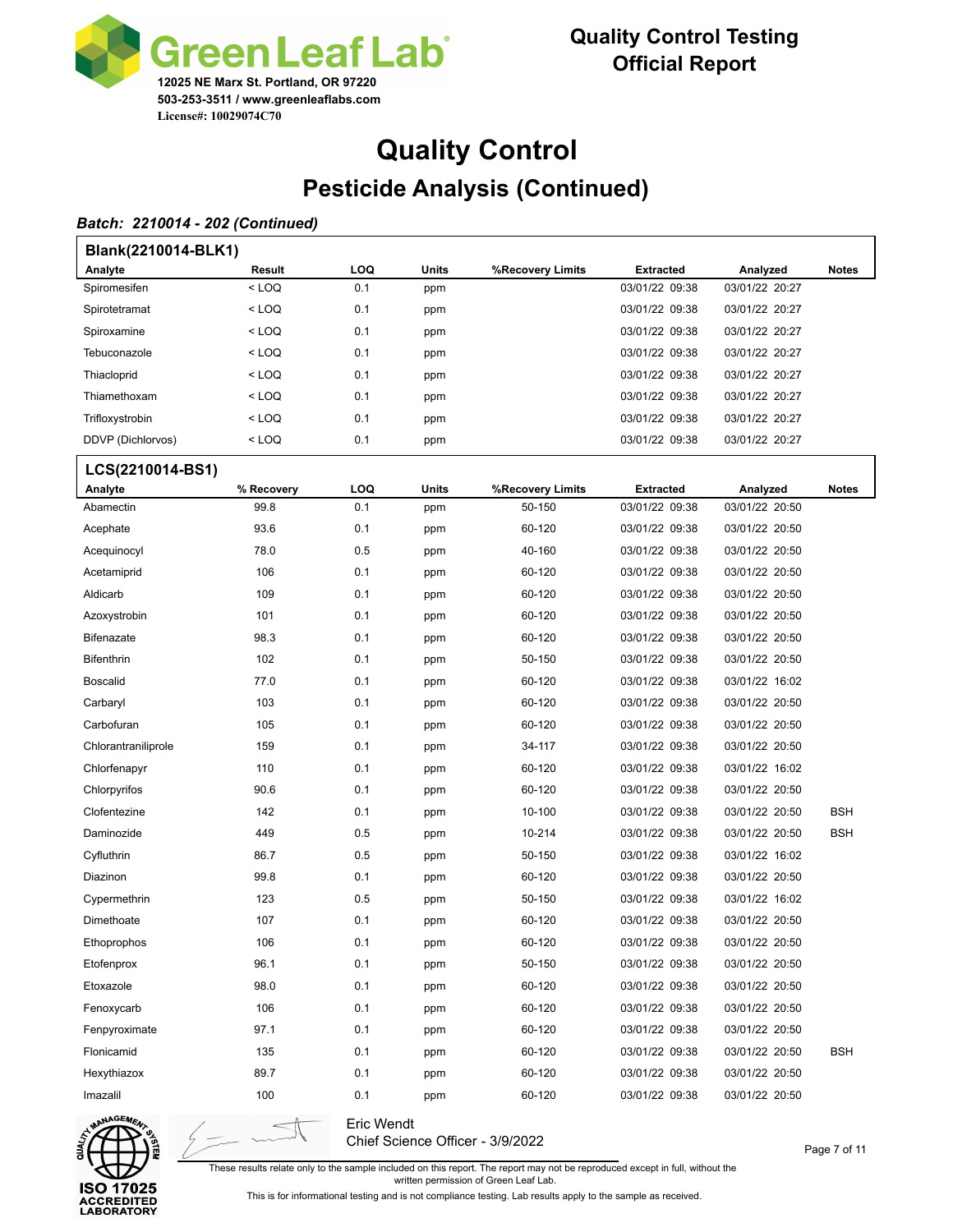**Green Leaf Lab**
12025 NE Marx St. Portland, OR 97220
503-253-3511 / www.greenleaflabs.com
License#: 10029074C70

**Quality Control Testing**
**Official Report**

# Quality Control

## Pesticide Analysis (Continued)

***Batch: 2210014 - 202 (Continued)***

**Blank(2210014-BLK1)**

| Analyte | Result | LOQ | Units | %Recovery Limits | Extracted | Analyzed | Notes |
|---|---|---|---|---|---|---|---|
| Spiromesifen | < LOQ | 0.1 | ppm | | 03/01/22 09:38 | 03/01/22 20:27 | |
| Spirotetramat | < LOQ | 0.1 | ppm | | 03/01/22 09:38 | 03/01/22 20:27 | |
| Spiroxamine | < LOQ | 0.1 | ppm | | 03/01/22 09:38 | 03/01/22 20:27 | |
| Tebuconazole | < LOQ | 0.1 | ppm | | 03/01/22 09:38 | 03/01/22 20:27 | |
| Thiacloprid | < LOQ | 0.1 | ppm | | 03/01/22 09:38 | 03/01/22 20:27 | |
| Thiamethoxam | < LOQ | 0.1 | ppm | | 03/01/22 09:38 | 03/01/22 20:27 | |
| Trifloxystrobin | < LOQ | 0.1 | ppm | | 03/01/22 09:38 | 03/01/22 20:27 | |
| DDVP (Dichlorvos) | < LOQ | 0.1 | ppm | | 03/01/22 09:38 | 03/01/22 20:27 | |

**LCS(2210014-BS1)**

| Analyte | % Recovery | LOQ | Units | %Recovery Limits | Extracted | Analyzed | Notes |
|---|---|---|---|---|---|---|---|
| Abamectin | 99.8 | 0.1 | ppm | 50-150 | 03/01/22 09:38 | 03/01/22 20:50 | |
| Acephate | 93.6 | 0.1 | ppm | 60-120 | 03/01/22 09:38 | 03/01/22 20:50 | |
| Acequinocyl | 78.0 | 0.5 | ppm | 40-160 | 03/01/22 09:38 | 03/01/22 20:50 | |
| Acetamiprid | 106 | 0.1 | ppm | 60-120 | 03/01/22 09:38 | 03/01/22 20:50 | |
| Aldicarb | 109 | 0.1 | ppm | 60-120 | 03/01/22 09:38 | 03/01/22 20:50 | |
| Azoxystrobin | 101 | 0.1 | ppm | 60-120 | 03/01/22 09:38 | 03/01/22 20:50 | |
| Bifenazate | 98.3 | 0.1 | ppm | 60-120 | 03/01/22 09:38 | 03/01/22 20:50 | |
| Bifenthrin | 102 | 0.1 | ppm | 50-150 | 03/01/22 09:38 | 03/01/22 20:50 | |
| Boscalid | 77.0 | 0.1 | ppm | 60-120 | 03/01/22 09:38 | 03/01/22 16:02 | |
| Carbaryl | 103 | 0.1 | ppm | 60-120 | 03/01/22 09:38 | 03/01/22 20:50 | |
| Carbofuran | 105 | 0.1 | ppm | 60-120 | 03/01/22 09:38 | 03/01/22 20:50 | |
| Chlorantraniliprole | 159 | 0.1 | ppm | 34-117 | 03/01/22 09:38 | 03/01/22 20:50 | |
| Chlorfenapyr | 110 | 0.1 | ppm | 60-120 | 03/01/22 09:38 | 03/01/22 16:02 | |
| Chlorpyrifos | 90.6 | 0.1 | ppm | 60-120 | 03/01/22 09:38 | 03/01/22 20:50 | |
| Clofentezine | 142 | 0.1 | ppm | 10-100 | 03/01/22 09:38 | 03/01/22 20:50 | BSH |
| Daminozide | 449 | 0.5 | ppm | 10-214 | 03/01/22 09:38 | 03/01/22 20:50 | BSH |
| Cyfluthrin | 86.7 | 0.5 | ppm | 50-150 | 03/01/22 09:38 | 03/01/22 16:02 | |
| Diazinon | 99.8 | 0.1 | ppm | 60-120 | 03/01/22 09:38 | 03/01/22 20:50 | |
| Cypermethrin | 123 | 0.5 | ppm | 50-150 | 03/01/22 09:38 | 03/01/22 16:02 | |
| Dimethoate | 107 | 0.1 | ppm | 60-120 | 03/01/22 09:38 | 03/01/22 20:50 | |
| Ethoprophos | 106 | 0.1 | ppm | 60-120 | 03/01/22 09:38 | 03/01/22 20:50 | |
| Etofenprox | 96.1 | 0.1 | ppm | 50-150 | 03/01/22 09:38 | 03/01/22 20:50 | |
| Etoxazole | 98.0 | 0.1 | ppm | 60-120 | 03/01/22 09:38 | 03/01/22 20:50 | |
| Fenoxycarb | 106 | 0.1 | ppm | 60-120 | 03/01/22 09:38 | 03/01/22 20:50 | |
| Fenpyroximate | 97.1 | 0.1 | ppm | 60-120 | 03/01/22 09:38 | 03/01/22 20:50 | |
| Flonicamid | 135 | 0.1 | ppm | 60-120 | 03/01/22 09:38 | 03/01/22 20:50 | BSH |
| Hexythiazox | 89.7 | 0.1 | ppm | 60-120 | 03/01/22 09:38 | 03/01/22 20:50 | |
| Imazalil | 100 | 0.1 | ppm | 60-120 | 03/01/22 09:38 | 03/01/22 20:50 | |

Eric Wendt
Chief Science Officer - 3/9/2022

These results relate only to the sample included on this report. The report may not be reproduced except in full, without the written permission of Green Leaf Lab.

This is for informational testing and is not compliance testing. Lab results apply to the sample as received.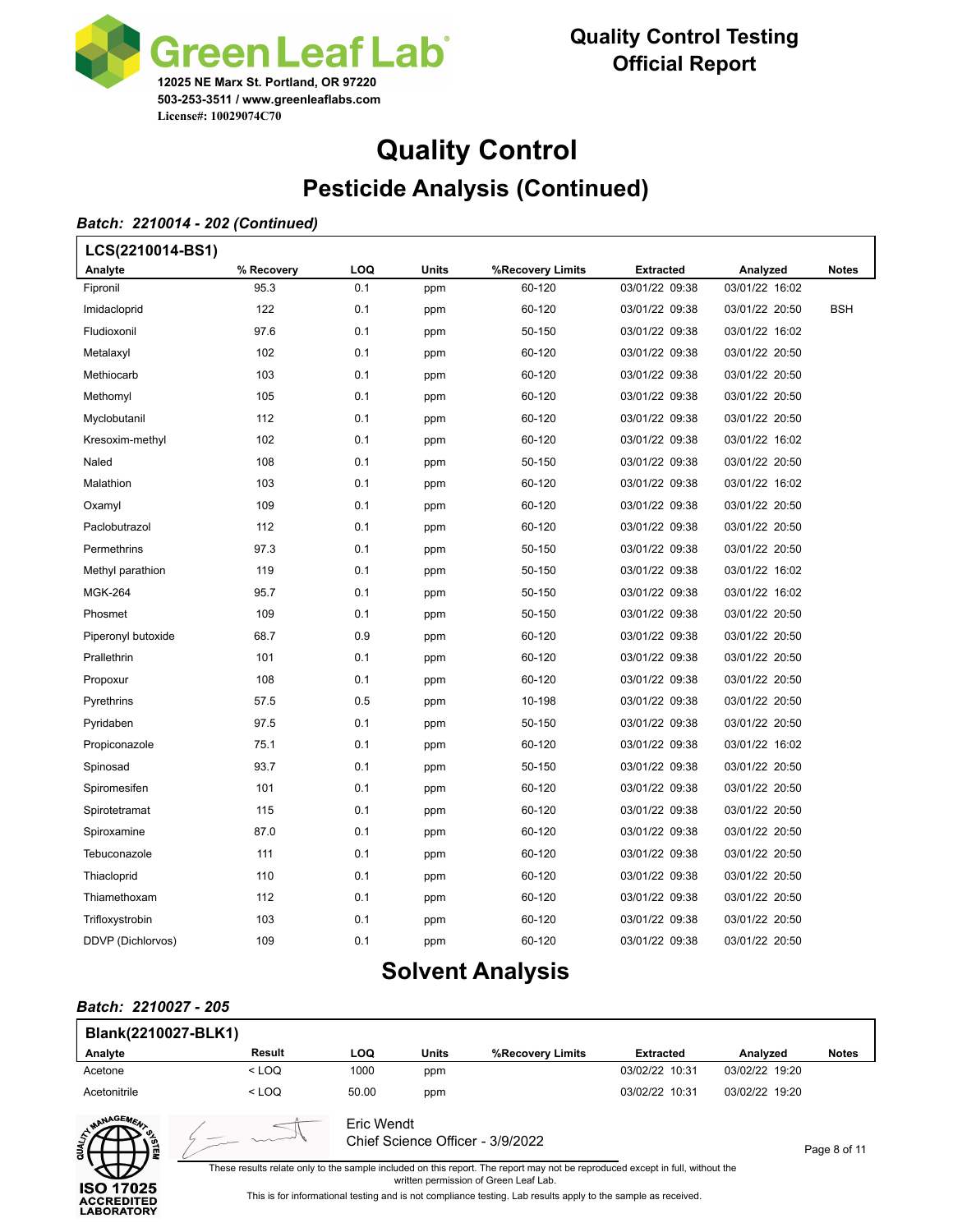# Quality Control

## Pesticide Analysis (Continued)

***Batch: 2210014 - 202 (Continued)***

**LCS(2210014-BS1)**

| Analyte | % Recovery | LOQ | Units | %Recovery Limits | Extracted | Analyzed | Notes |
|---|---|---|---|---|---|---|---|
| Fipronil | 95.3 | 0.1 | ppm | 60-120 | 03/01/22 09:38 | 03/01/22 16:02 | |
| Imidacloprid | 122 | 0.1 | ppm | 60-120 | 03/01/22 09:38 | 03/01/22 20:50 | BSH |
| Fludioxonil | 97.6 | 0.1 | ppm | 50-150 | 03/01/22 09:38 | 03/01/22 16:02 | |
| Metalaxyl | 102 | 0.1 | ppm | 60-120 | 03/01/22 09:38 | 03/01/22 20:50 | |
| Methiocarb | 103 | 0.1 | ppm | 60-120 | 03/01/22 09:38 | 03/01/22 20:50 | |
| Methomyl | 105 | 0.1 | ppm | 60-120 | 03/01/22 09:38 | 03/01/22 20:50 | |
| Myclobutanil | 112 | 0.1 | ppm | 60-120 | 03/01/22 09:38 | 03/01/22 20:50 | |
| Kresoxim-methyl | 102 | 0.1 | ppm | 60-120 | 03/01/22 09:38 | 03/01/22 16:02 | |
| Naled | 108 | 0.1 | ppm | 50-150 | 03/01/22 09:38 | 03/01/22 20:50 | |
| Malathion | 103 | 0.1 | ppm | 60-120 | 03/01/22 09:38 | 03/01/22 16:02 | |
| Oxamyl | 109 | 0.1 | ppm | 60-120 | 03/01/22 09:38 | 03/01/22 20:50 | |
| Paclobutrazol | 112 | 0.1 | ppm | 60-120 | 03/01/22 09:38 | 03/01/22 20:50 | |
| Permethrins | 97.3 | 0.1 | ppm | 50-150 | 03/01/22 09:38 | 03/01/22 20:50 | |
| Methyl parathion | 119 | 0.1 | ppm | 50-150 | 03/01/22 09:38 | 03/01/22 16:02 | |
| MGK-264 | 95.7 | 0.1 | ppm | 50-150 | 03/01/22 09:38 | 03/01/22 16:02 | |
| Phosmet | 109 | 0.1 | ppm | 50-150 | 03/01/22 09:38 | 03/01/22 20:50 | |
| Piperonyl butoxide | 68.7 | 0.9 | ppm | 60-120 | 03/01/22 09:38 | 03/01/22 20:50 | |
| Prallethrin | 101 | 0.1 | ppm | 60-120 | 03/01/22 09:38 | 03/01/22 20:50 | |
| Propoxur | 108 | 0.1 | ppm | 60-120 | 03/01/22 09:38 | 03/01/22 20:50 | |
| Pyrethrins | 57.5 | 0.5 | ppm | 10-198 | 03/01/22 09:38 | 03/01/22 20:50 | |
| Pyridaben | 97.5 | 0.1 | ppm | 50-150 | 03/01/22 09:38 | 03/01/22 20:50 | |
| Propiconazole | 75.1 | 0.1 | ppm | 60-120 | 03/01/22 09:38 | 03/01/22 16:02 | |
| Spinosad | 93.7 | 0.1 | ppm | 50-150 | 03/01/22 09:38 | 03/01/22 20:50 | |
| Spiromesifen | 101 | 0.1 | ppm | 60-120 | 03/01/22 09:38 | 03/01/22 20:50 | |
| Spirotetramat | 115 | 0.1 | ppm | 60-120 | 03/01/22 09:38 | 03/01/22 20:50 | |
| Spiroxamine | 87.0 | 0.1 | ppm | 60-120 | 03/01/22 09:38 | 03/01/22 20:50 | |
| Tebuconazole | 111 | 0.1 | ppm | 60-120 | 03/01/22 09:38 | 03/01/22 20:50 | |
| Thiacloprid | 110 | 0.1 | ppm | 60-120 | 03/01/22 09:38 | 03/01/22 20:50 | |
| Thiamethoxam | 112 | 0.1 | ppm | 60-120 | 03/01/22 09:38 | 03/01/22 20:50 | |
| Trifloxystrobin | 103 | 0.1 | ppm | 60-120 | 03/01/22 09:38 | 03/01/22 20:50 | |
| DDVP (Dichlorvos) | 109 | 0.1 | ppm | 60-120 | 03/01/22 09:38 | 03/01/22 20:50 | |

## Solvent Analysis

***Batch: 2210027 - 205***

**Blank(2210027-BLK1)**

| Analyte | Result | LOQ | Units | %Recovery Limits | Extracted | Analyzed | Notes |
|---|---|---|---|---|---|---|---|
| Acetone | < LOQ | 1000 | ppm | | 03/02/22 10:31 | 03/02/22 19:20 | |
| Acetonitrile | < LOQ | 50.00 | ppm | | 03/02/22 10:31 | 03/02/22 19:20 | |

Eric Wendt
Chief Science Officer - 3/9/2022

These results relate only to the sample included on this report. The report may not be reproduced except in full, without the written permission of Green Leaf Lab.

This is for informational testing and is not compliance testing. Lab results apply to the sample as received.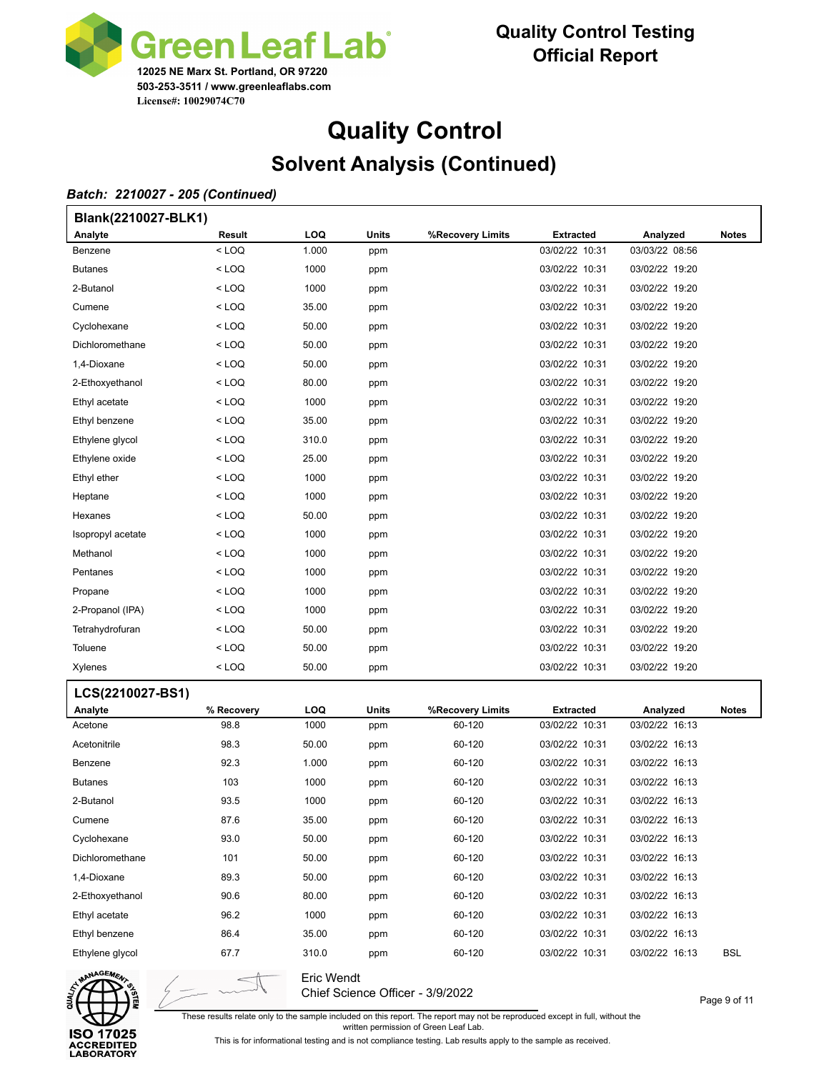Green Leaf Lab
12025 NE Marx St. Portland, OR 97220
503-253-3511 / www.greenleaflabs.com
License#: 10029074C70

Quality Control Testing
Official Report

# Quality Control

## Solvent Analysis (Continued)

***Batch: 2210027 - 205 (Continued)***

**Blank(2210027-BLK1)**

| Analyte | Result | LOQ | Units | %Recovery Limits | Extracted | Analyzed | Notes |
|---|---|---|---|---|---|---|---|
| Benzene | < LOQ | 1.000 | ppm | | 03/02/22 10:31 | 03/03/22 08:56 | |
| Butanes | < LOQ | 1000 | ppm | | 03/02/22 10:31 | 03/02/22 19:20 | |
| 2-Butanol | < LOQ | 1000 | ppm | | 03/02/22 10:31 | 03/02/22 19:20 | |
| Cumene | < LOQ | 35.00 | ppm | | 03/02/22 10:31 | 03/02/22 19:20 | |
| Cyclohexane | < LOQ | 50.00 | ppm | | 03/02/22 10:31 | 03/02/22 19:20 | |
| Dichloromethane | < LOQ | 50.00 | ppm | | 03/02/22 10:31 | 03/02/22 19:20 | |
| 1,4-Dioxane | < LOQ | 50.00 | ppm | | 03/02/22 10:31 | 03/02/22 19:20 | |
| 2-Ethoxyethanol | < LOQ | 80.00 | ppm | | 03/02/22 10:31 | 03/02/22 19:20 | |
| Ethyl acetate | < LOQ | 1000 | ppm | | 03/02/22 10:31 | 03/02/22 19:20 | |
| Ethyl benzene | < LOQ | 35.00 | ppm | | 03/02/22 10:31 | 03/02/22 19:20 | |
| Ethylene glycol | < LOQ | 310.0 | ppm | | 03/02/22 10:31 | 03/02/22 19:20 | |
| Ethylene oxide | < LOQ | 25.00 | ppm | | 03/02/22 10:31 | 03/02/22 19:20 | |
| Ethyl ether | < LOQ | 1000 | ppm | | 03/02/22 10:31 | 03/02/22 19:20 | |
| Heptane | < LOQ | 1000 | ppm | | 03/02/22 10:31 | 03/02/22 19:20 | |
| Hexanes | < LOQ | 50.00 | ppm | | 03/02/22 10:31 | 03/02/22 19:20 | |
| Isopropyl acetate | < LOQ | 1000 | ppm | | 03/02/22 10:31 | 03/02/22 19:20 | |
| Methanol | < LOQ | 1000 | ppm | | 03/02/22 10:31 | 03/02/22 19:20 | |
| Pentanes | < LOQ | 1000 | ppm | | 03/02/22 10:31 | 03/02/22 19:20 | |
| Propane | < LOQ | 1000 | ppm | | 03/02/22 10:31 | 03/02/22 19:20 | |
| 2-Propanol (IPA) | < LOQ | 1000 | ppm | | 03/02/22 10:31 | 03/02/22 19:20 | |
| Tetrahydrofuran | < LOQ | 50.00 | ppm | | 03/02/22 10:31 | 03/02/22 19:20 | |
| Toluene | < LOQ | 50.00 | ppm | | 03/02/22 10:31 | 03/02/22 19:20 | |
| Xylenes | < LOQ | 50.00 | ppm | | 03/02/22 10:31 | 03/02/22 19:20 | |

**LCS(2210027-BS1)**

| Analyte | % Recovery | LOQ | Units | %Recovery Limits | Extracted | Analyzed | Notes |
|---|---|---|---|---|---|---|---|
| Acetone | 98.8 | 1000 | ppm | 60-120 | 03/02/22 10:31 | 03/02/22 16:13 | |
| Acetonitrile | 98.3 | 50.00 | ppm | 60-120 | 03/02/22 10:31 | 03/02/22 16:13 | |
| Benzene | 92.3 | 1.000 | ppm | 60-120 | 03/02/22 10:31 | 03/02/22 16:13 | |
| Butanes | 103 | 1000 | ppm | 60-120 | 03/02/22 10:31 | 03/02/22 16:13 | |
| 2-Butanol | 93.5 | 1000 | ppm | 60-120 | 03/02/22 10:31 | 03/02/22 16:13 | |
| Cumene | 87.6 | 35.00 | ppm | 60-120 | 03/02/22 10:31 | 03/02/22 16:13 | |
| Cyclohexane | 93.0 | 50.00 | ppm | 60-120 | 03/02/22 10:31 | 03/02/22 16:13 | |
| Dichloromethane | 101 | 50.00 | ppm | 60-120 | 03/02/22 10:31 | 03/02/22 16:13 | |
| 1,4-Dioxane | 89.3 | 50.00 | ppm | 60-120 | 03/02/22 10:31 | 03/02/22 16:13 | |
| 2-Ethoxyethanol | 90.6 | 80.00 | ppm | 60-120 | 03/02/22 10:31 | 03/02/22 16:13 | |
| Ethyl acetate | 96.2 | 1000 | ppm | 60-120 | 03/02/22 10:31 | 03/02/22 16:13 | |
| Ethyl benzene | 86.4 | 35.00 | ppm | 60-120 | 03/02/22 10:31 | 03/02/22 16:13 | |
| Ethylene glycol | 67.7 | 310.0 | ppm | 60-120 | 03/02/22 10:31 | 03/02/22 16:13 | BSL |

Eric Wendt
Chief Science Officer - 3/9/2022

ISO 17025 ACCREDITED LABORATORY

These results relate only to the sample included on this report. The report may not be reproduced except in full, without the written permission of Green Leaf Lab.

This is for informational testing and is not compliance testing. Lab results apply to the sample as received.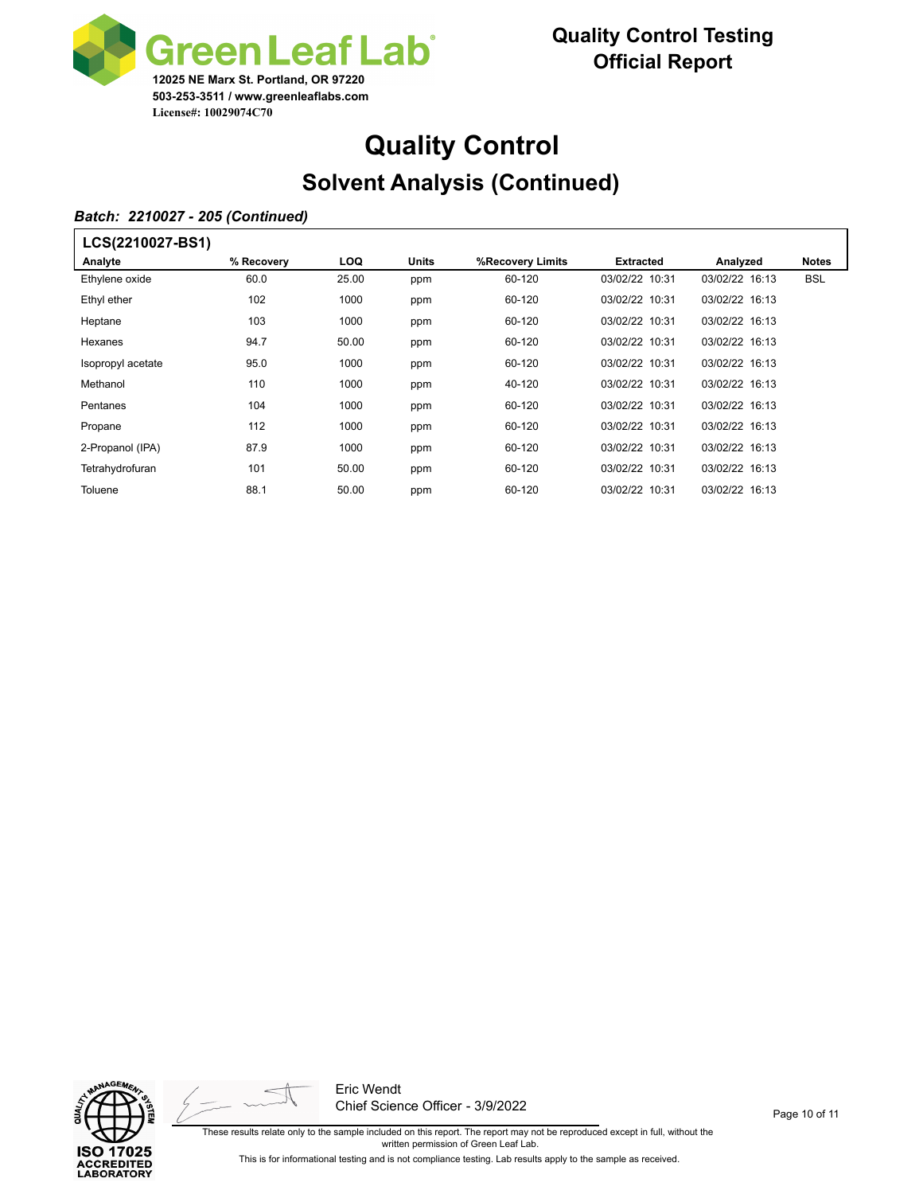Green Leaf Lab
12025 NE Marx St. Portland, OR 97220
503-253-3511 / www.greenleaflabs.com
License#: 10029074C70

**Quality Control Testing**
**Official Report**

# Quality Control

## Solvent Analysis (Continued)

***Batch: 2210027 - 205 (Continued)***

**LCS(2210027-BS1)**

| Analyte | % Recovery | LOQ | Units | %Recovery Limits | Extracted | Analyzed | Notes |
|---|---|---|---|---|---|---|---|
| Ethylene oxide | 60.0 | 25.00 | ppm | 60-120 | 03/02/22 10:31 | 03/02/22 16:13 | BSL |
| Ethyl ether | 102 | 1000 | ppm | 60-120 | 03/02/22 10:31 | 03/02/22 16:13 | |
| Heptane | 103 | 1000 | ppm | 60-120 | 03/02/22 10:31 | 03/02/22 16:13 | |
| Hexanes | 94.7 | 50.00 | ppm | 60-120 | 03/02/22 10:31 | 03/02/22 16:13 | |
| Isopropyl acetate | 95.0 | 1000 | ppm | 60-120 | 03/02/22 10:31 | 03/02/22 16:13 | |
| Methanol | 110 | 1000 | ppm | 40-120 | 03/02/22 10:31 | 03/02/22 16:13 | |
| Pentanes | 104 | 1000 | ppm | 60-120 | 03/02/22 10:31 | 03/02/22 16:13 | |
| Propane | 112 | 1000 | ppm | 60-120 | 03/02/22 10:31 | 03/02/22 16:13 | |
| 2-Propanol (IPA) | 87.9 | 1000 | ppm | 60-120 | 03/02/22 10:31 | 03/02/22 16:13 | |
| Tetrahydrofuran | 101 | 50.00 | ppm | 60-120 | 03/02/22 10:31 | 03/02/22 16:13 | |
| Toluene | 88.1 | 50.00 | ppm | 60-120 | 03/02/22 10:31 | 03/02/22 16:13 | |

ISO 17025 ACCREDITED LABORATORY

Eric Wendt
Chief Science Officer - 3/9/2022

These results relate only to the sample included on this report. The report may not be reproduced except in full, without the written permission of Green Leaf Lab.

This is for informational testing and is not compliance testing. Lab results apply to the sample as received.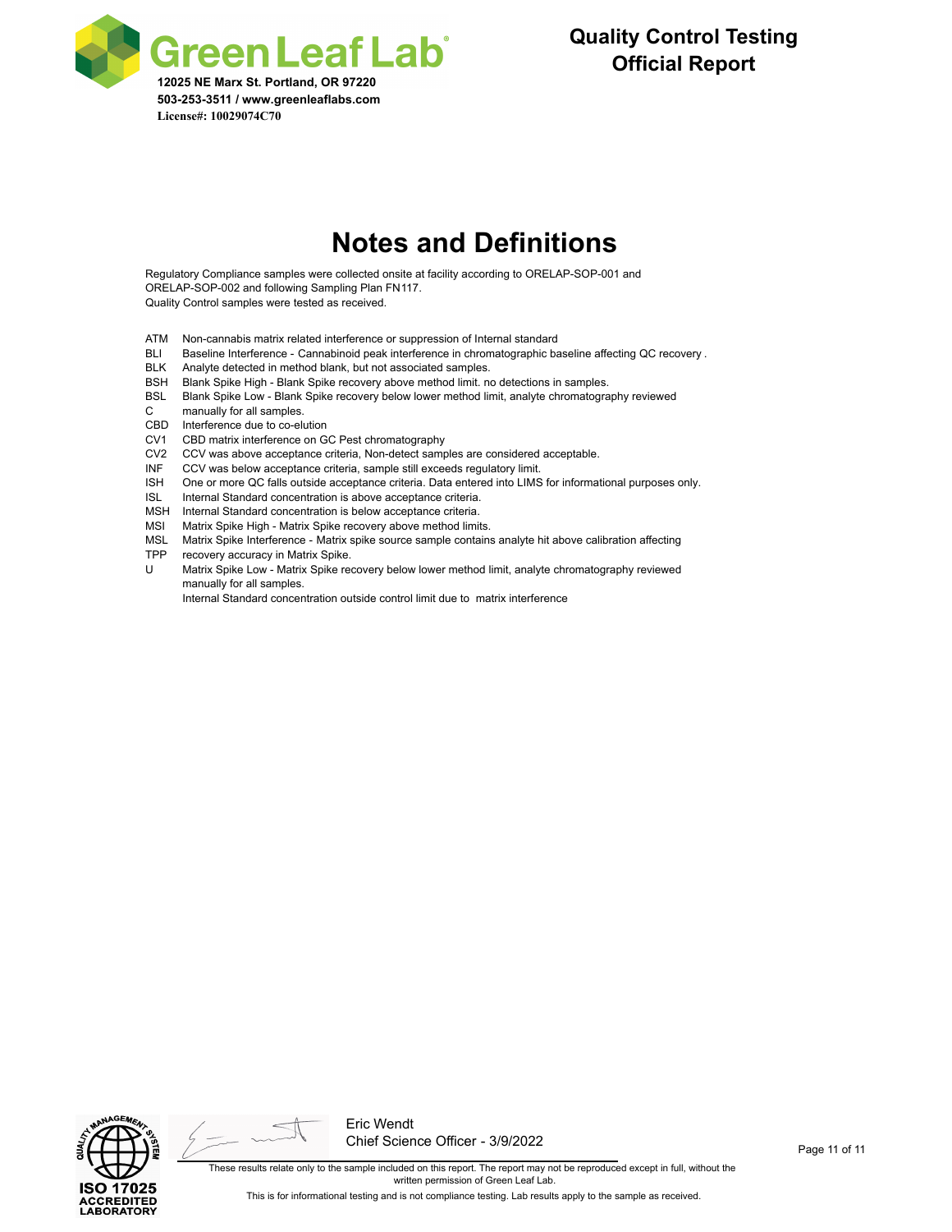**Green Leaf Lab**

12025 NE Marx St. Portland, OR 97220
503-253-3511 / www.greenleaflabs.com
License#: 10029074C70

**Quality Control Testing**
**Official Report**

# Notes and Definitions

Regulatory Compliance samples were collected onsite at facility according to ORELAP-SOP-001 and ORELAP-SOP-002 and following Sampling Plan FN117.
Quality Control samples were tested as received.

| | |
|---|---|
| ATM | Non-cannabis matrix related interference or suppression of Internal standard |
| BLI | Baseline Interference - Cannabinoid peak interference in chromatographic baseline affecting QC recovery . |
| BLK | Analyte detected in method blank, but not associated samples. |
| BSH | Blank Spike High - Blank Spike recovery above method limit. no detections in samples. |
| BSL | Blank Spike Low - Blank Spike recovery below lower method limit, analyte chromatography reviewed |
| C | manually for all samples. |
| CBD | Interference due to co-elution |
| CV1 | CBD matrix interference on GC Pest chromatography |
| CV2 | CCV was above acceptance criteria, Non-detect samples are considered acceptable. |
| INF | CCV was below acceptance criteria, sample still exceeds regulatory limit. |
| ISH | One or more QC falls outside acceptance criteria. Data entered into LIMS for informational purposes only. |
| ISL | Internal Standard concentration is above acceptance criteria. |
| MSH | Internal Standard concentration is below acceptance criteria. |
| MSI | Matrix Spike High - Matrix Spike recovery above method limits. |
| MSL | Matrix Spike Interference - Matrix spike source sample contains analyte hit above calibration affecting |
| TPP | recovery accuracy in Matrix Spike. |
| U | Matrix Spike Low - Matrix Spike recovery below lower method limit, analyte chromatography reviewed manually for all samples. |
| | Internal Standard concentration outside control limit due to matrix interference |

ISO 17025 ACCREDITED LABORATORY

Eric Wendt
Chief Science Officer - 3/9/2022

These results relate only to the sample included on this report. The report may not be reproduced except in full, without the written permission of Green Leaf Lab.

This is for informational testing and is not compliance testing. Lab results apply to the sample as received.